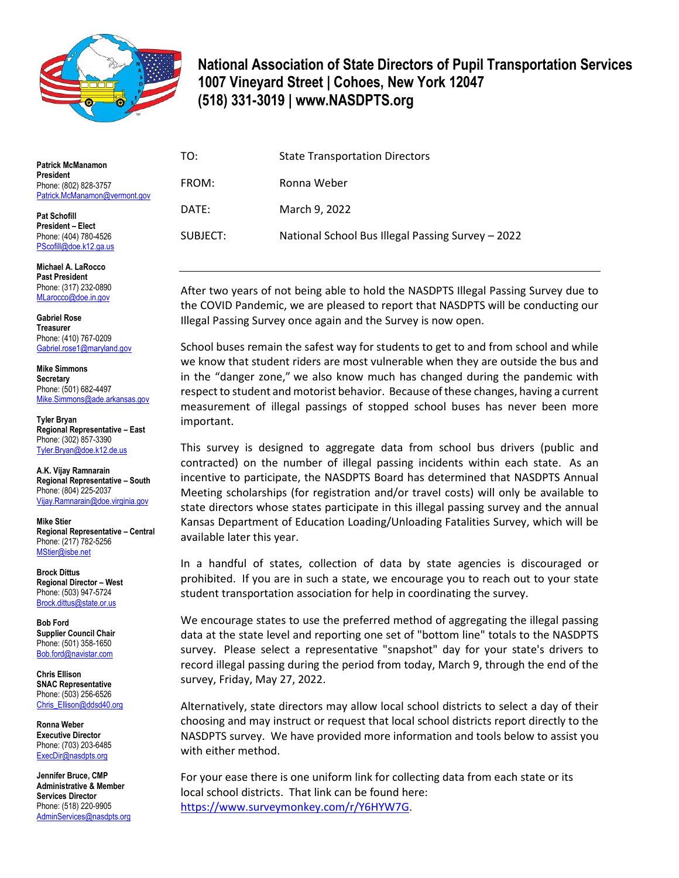# National Association of State Directors of Pupil Transportation Services

**1007 Vineyard Street | Cohoes, New York 12047**
**(518) 331-3019 | www.NASDPTS.org**

**Patrick McManamon**
**President**
Phone: (802) 828-3757
Patrick.McManamon@vermont.gov

**Pat Schofill**
**President – Elect**
Phone: (404) 780-4526
PScofill@doe.k12.ga.us

**Michael A. LaRocco**
**Past President**
Phone: (317) 232-0890
MLarocco@doe.in.gov

**Gabriel Rose**
**Treasurer**
Phone: (410) 767-0209
Gabriel.rose1@maryland.gov

**Mike Simmons**
**Secretary**
Phone: (501) 682-4497
Mike.Simmons@ade.arkansas.gov

**Tyler Bryan**
**Regional Representative – East**
Phone: (302) 857-3390
Tyler.Bryan@doe.k12.de.us

**A.K. Vijay Ramnarain**
**Regional Representative – South**
Phone: (804) 225-2037
Vijay.Ramnarain@doe.virginia.gov

**Mike Stier**
**Regional Representative – Central**
Phone: (217) 782-5256
MStier@isbe.net

**Brock Dittus**
**Regional Director – West**
Phone: (503) 947-5724
Brock.dittus@state.or.us

**Bob Ford**
**Supplier Council Chair**
Phone: (501) 358-1650
Bob.ford@navistar.com

**Chris Ellison**
**SNAC Representative**
Phone: (503) 256-6526
Chris_Ellison@ddsd40.org

**Ronna Weber**
**Executive Director**
Phone: (703) 203-6485
ExecDir@nasdpts.org

**Jennifer Bruce, CMP**
**Administrative & Member Services Director**
Phone: (518) 220-9905
AdminServices@nasdpts.org

---

TO: State Transportation Directors

FROM: Ronna Weber

DATE: March 9, 2022

SUBJECT: National School Bus Illegal Passing Survey – 2022

---

After two years of not being able to hold the NASDPTS Illegal Passing Survey due to the COVID Pandemic, we are pleased to report that NASDPTS will be conducting our Illegal Passing Survey once again and the Survey is now open.

School buses remain the safest way for students to get to and from school and while we know that student riders are most vulnerable when they are outside the bus and in the "danger zone," we also know much has changed during the pandemic with respect to student and motorist behavior. Because of these changes, having a current measurement of illegal passings of stopped school buses has never been more important.

This survey is designed to aggregate data from school bus drivers (public and contracted) on the number of illegal passing incidents within each state. As an incentive to participate, the NASDPTS Board has determined that NASDPTS Annual Meeting scholarships (for registration and/or travel costs) will only be available to state directors whose states participate in this illegal passing survey and the annual Kansas Department of Education Loading/Unloading Fatalities Survey, which will be available later this year.

In a handful of states, collection of data by state agencies is discouraged or prohibited. If you are in such a state, we encourage you to reach out to your state student transportation association for help in coordinating the survey.

We encourage states to use the preferred method of aggregating the illegal passing data at the state level and reporting one set of "bottom line" totals to the NASDPTS survey. Please select a representative "snapshot" day for your state's drivers to record illegal passing during the period from today, March 9, through the end of the survey, Friday, May 27, 2022.

Alternatively, state directors may allow local school districts to select a day of their choosing and may instruct or request that local school districts report directly to the NASDPTS survey. We have provided more information and tools below to assist you with either method.

For your ease there is one uniform link for collecting data from each state or its local school districts. That link can be found here: https://www.surveymonkey.com/r/Y6HYW7G.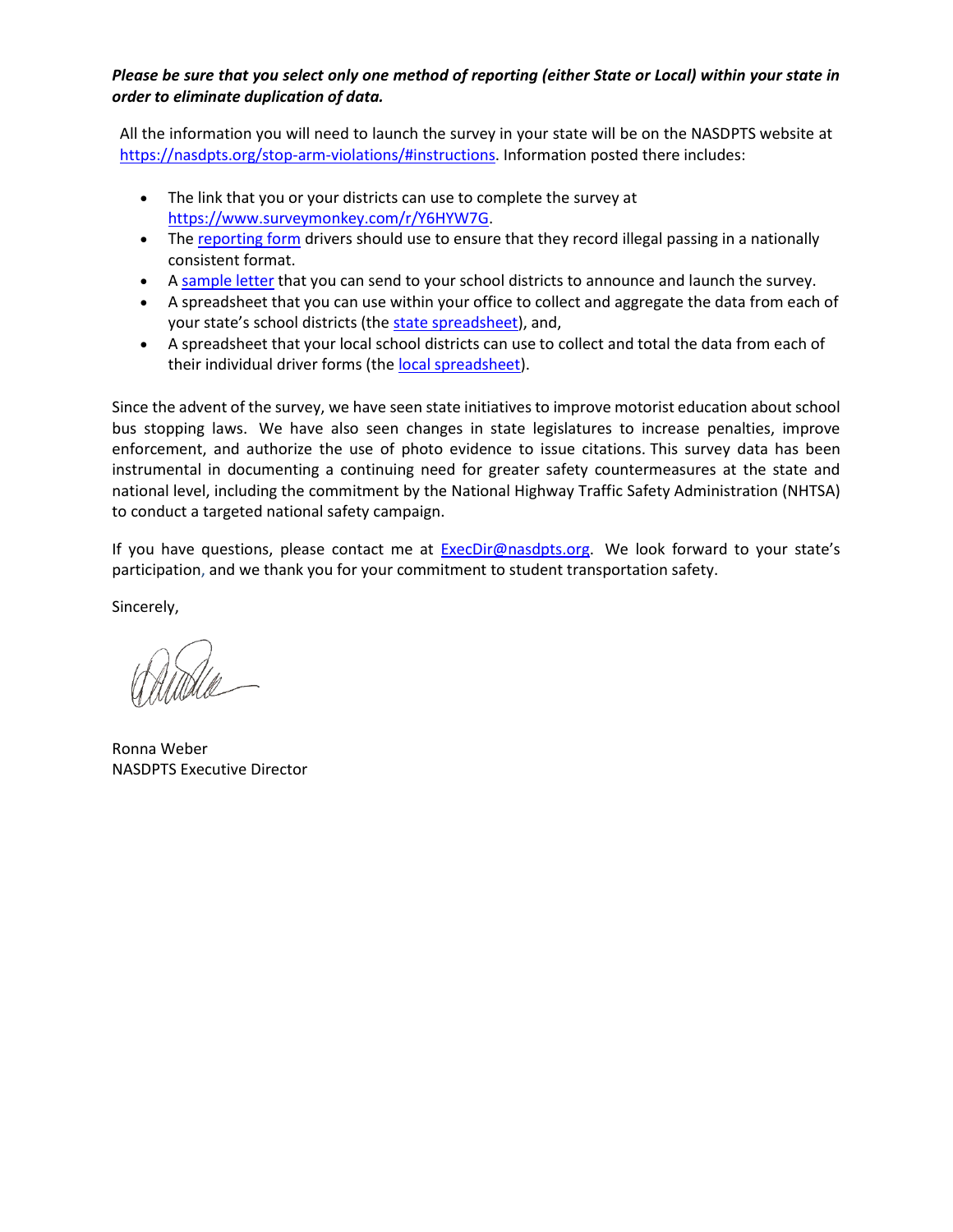***Please be sure that you select only one method of reporting (either State or Local) within your state in order to eliminate duplication of data.***

All the information you will need to launch the survey in your state will be on the NASDPTS website at https://nasdpts.org/stop-arm-violations/#instructions. Information posted there includes:

- The link that you or your districts can use to complete the survey at https://www.surveymonkey.com/r/Y6HYW7G.
- The reporting form drivers should use to ensure that they record illegal passing in a nationally consistent format.
- A sample letter that you can send to your school districts to announce and launch the survey.
- A spreadsheet that you can use within your office to collect and aggregate the data from each of your state's school districts (the state spreadsheet), and,
- A spreadsheet that your local school districts can use to collect and total the data from each of their individual driver forms (the local spreadsheet).

Since the advent of the survey, we have seen state initiatives to improve motorist education about school bus stopping laws. We have also seen changes in state legislatures to increase penalties, improve enforcement, and authorize the use of photo evidence to issue citations. This survey data has been instrumental in documenting a continuing need for greater safety countermeasures at the state and national level, including the commitment by the National Highway Traffic Safety Administration (NHTSA) to conduct a targeted national safety campaign.

If you have questions, please contact me at ExecDir@nasdpts.org. We look forward to your state's participation, and we thank you for your commitment to student transportation safety.

Sincerely,

Ronna Weber
NASDPTS Executive Director